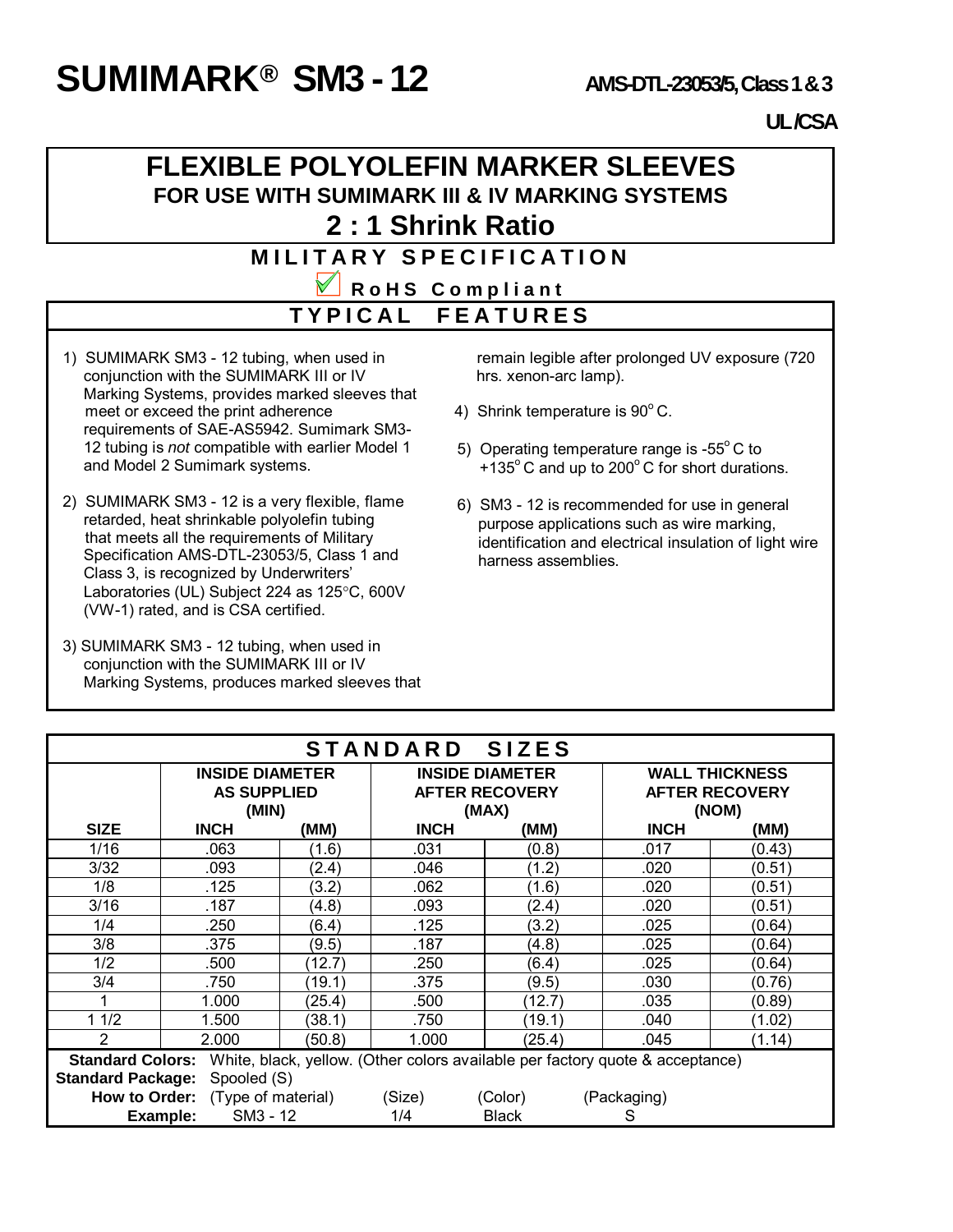# SUMIMARK® SM3 - 12

**AMS-DTL-23053/5, Class 1 & 3**

**UL/CSA**

## FLEXIBLE POLYOLEFIN MARKER SLEEVES

### FOR USE WITH SUMIMARK III & IV MARKING SYSTEMS

## 2 : 1 Shrink Ratio

### MILITARY SPECIFICATION

**RoHS Compliant**

### TYPICAL FEATURES

1) SUMIMARK SM3 - 12 tubing, when used in conjunction with the SUMIMARK III or IV Marking Systems, provides marked sleeves that meet or exceed the print adherence requirements of SAE-AS5942. Sumimark SM3-12 tubing is *not* compatible with earlier Model 1 and Model 2 Sumimark systems.

2) SUMIMARK SM3 - 12 is a very flexible, flame retarded, heat shrinkable polyolefin tubing that meets all the requirements of Military Specification AMS-DTL-23053/5, Class 1 and Class 3, is recognized by Underwriters' Laboratories (UL) Subject 224 as 125°C, 600V (VW-1) rated, and is CSA certified.

3) SUMIMARK SM3 - 12 tubing, when used in conjunction with the SUMIMARK III or IV Marking Systems, produces marked sleeves that remain legible after prolonged UV exposure (720 hrs. xenon-arc lamp).

4) Shrink temperature is 90° C.

5) Operating temperature range is -55° C to +135° C and up to 200° C for short durations.

6) SM3 - 12 is recommended for use in general purpose applications such as wire marking, identification and electrical insulation of light wire harness assemblies.

### STANDARD SIZES

| | INSIDE DIAMETER AS SUPPLIED (MIN) | | INSIDE DIAMETER AFTER RECOVERY (MAX) | | WALL THICKNESS AFTER RECOVERY (NOM) | |
|---|---|---|---|---|---|---|
| **SIZE** | **INCH** | **(MM)** | **INCH** | **(MM)** | **INCH** | **(MM)** |
| 1/16 | .063 | (1.6) | .031 | (0.8) | .017 | (0.43) |
| 3/32 | .093 | (2.4) | .046 | (1.2) | .020 | (0.51) |
| 1/8 | .125 | (3.2) | .062 | (1.6) | .020 | (0.51) |
| 3/16 | .187 | (4.8) | .093 | (2.4) | .020 | (0.51) |
| 1/4 | .250 | (6.4) | .125 | (3.2) | .025 | (0.64) |
| 3/8 | .375 | (9.5) | .187 | (4.8) | .025 | (0.64) |
| 1/2 | .500 | (12.7) | .250 | (6.4) | .025 | (0.64) |
| 3/4 | .750 | (19.1) | .375 | (9.5) | .030 | (0.76) |
| 1 | 1.000 | (25.4) | .500 | (12.7) | .035 | (0.89) |
| 1 1/2 | 1.500 | (38.1) | .750 | (19.1) | .040 | (1.02) |
| 2 | 2.000 | (50.8) | 1.000 | (25.4) | .045 | (1.14) |

**Standard Colors:** White, black, yellow. (Other colors available per factory quote & acceptance)

**Standard Package:** Spooled (S)

| **How to Order:** | (Type of material) | (Size) | (Color) | (Packaging) |
|---|---|---|---|---|
| **Example:** | SM3 - 12 | 1/4 | Black | S |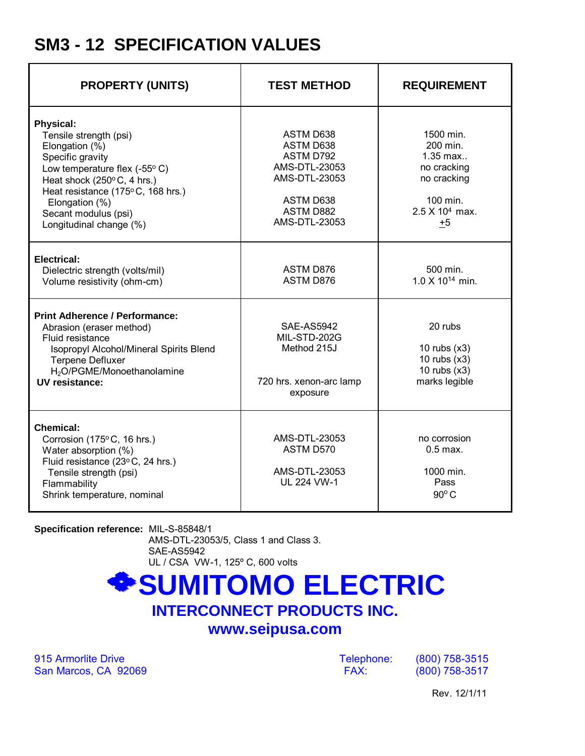# SM3 - 12 SPECIFICATION VALUES

| PROPERTY (UNITS) | TEST METHOD | REQUIREMENT |
|---|---|---|
| **Physical:** | | |
| Tensile strength (psi) | ASTM D638 | 1500 min. |
| Elongation (%) | ASTM D638 | 200 min. |
| Specific gravity | ASTM D792 | 1.35 max.. |
| Low temperature flex (-55° C) | AMS-DTL-23053 | no cracking |
| Heat shock (250° C, 4 hrs.) | AMS-DTL-23053 | no cracking |
| Heat resistance (175° C, 168 hrs.) | | |
| Elongation (%) | ASTM D638 | 100 min. |
| Secant modulus (psi) | ASTM D882 | 2.5 X $10^4$ max. |
| Longitudinal change (%) | AMS-DTL-23053 | ±5 |
| **Electrical:** | | |
| Dielectric strength (volts/mil) | ASTM D876 | 500 min. |
| Volume resistivity (ohm-cm) | ASTM D876 | 1.0 X $10^{14}$ min. |
| **Print Adherence / Performance:** | | |
| Abrasion (eraser method) | SAE-AS5942 | 20 rubs |
| Fluid resistance | MIL-STD-202G Method 215J | |
| Isopropyl Alcohol/Mineral Spirits Blend | | 10 rubs (x3) |
| Terpene Defluxer | | 10 rubs (x3) |
| $H_2O$/PGME/Monoethanolamine | | 10 rubs (x3) |
| **UV resistance:** | 720 hrs. xenon-arc lamp exposure | marks legible |
| **Chemical:** | | |
| Corrosion (175° C, 16 hrs.) | AMS-DTL-23053 | no corrosion |
| Water absorption (%) | ASTM D570 | 0.5 max. |
| Fluid resistance (23° C, 24 hrs.) | | |
| Tensile strength (psi) | AMS-DTL-23053 | 1000 min. |
| Flammability | UL 224 VW-1 | Pass |
| Shrink temperature, nominal | | 90° C |

**Specification reference:** MIL-S-85848/1
AMS-DTL-23053/5, Class 1 and Class 3.
SAE-AS5942
UL / CSA VW-1, 125º C, 600 volts

**SUMITOMO ELECTRIC**

**INTERCONNECT PRODUCTS INC.**

**www.seipusa.com**

915 Armorlite Drive
San Marcos, CA 92069

Telephone: (800) 758-3515
FAX: (800) 758-3517

Rev. 12/1/11